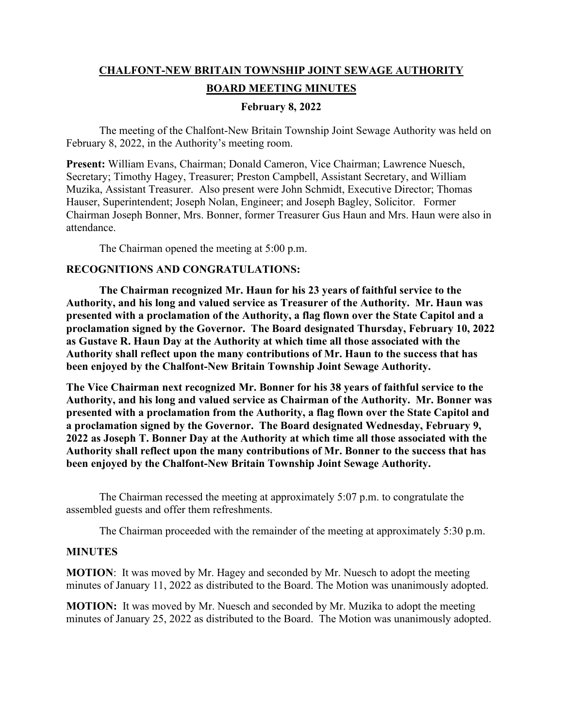# CHALFONT-NEW BRITAIN TOWNSHIP JOINT SEWAGE AUTHORITY

## BOARD MEETING MINUTES

### February 8, 2022

The meeting of the Chalfont-New Britain Township Joint Sewage Authority was held on February 8, 2022, in the Authority's meeting room.

**Present:** William Evans, Chairman; Donald Cameron, Vice Chairman; Lawrence Nuesch, Secretary; Timothy Hagey, Treasurer; Preston Campbell, Assistant Secretary, and William Muzika, Assistant Treasurer. Also present were John Schmidt, Executive Director; Thomas Hauser, Superintendent; Joseph Nolan, Engineer; and Joseph Bagley, Solicitor. Former Chairman Joseph Bonner, Mrs. Bonner, former Treasurer Gus Haun and Mrs. Haun were also in attendance.

The Chairman opened the meeting at 5:00 p.m.

**RECOGNITIONS AND CONGRATULATIONS:**

**The Chairman recognized Mr. Haun for his 23 years of faithful service to the Authority, and his long and valued service as Treasurer of the Authority. Mr. Haun was presented with a proclamation of the Authority, a flag flown over the State Capitol and a proclamation signed by the Governor. The Board designated Thursday, February 10, 2022 as Gustave R. Haun Day at the Authority at which time all those associated with the Authority shall reflect upon the many contributions of Mr. Haun to the success that has been enjoyed by the Chalfont-New Britain Township Joint Sewage Authority.**

**The Vice Chairman next recognized Mr. Bonner for his 38 years of faithful service to the Authority, and his long and valued service as Chairman of the Authority. Mr. Bonner was presented with a proclamation from the Authority, a flag flown over the State Capitol and a proclamation signed by the Governor. The Board designated Wednesday, February 9, 2022 as Joseph T. Bonner Day at the Authority at which time all those associated with the Authority shall reflect upon the many contributions of Mr. Bonner to the success that has been enjoyed by the Chalfont-New Britain Township Joint Sewage Authority.**

The Chairman recessed the meeting at approximately 5:07 p.m. to congratulate the assembled guests and offer them refreshments.

The Chairman proceeded with the remainder of the meeting at approximately 5:30 p.m.

**MINUTES**

**MOTION**: It was moved by Mr. Hagey and seconded by Mr. Nuesch to adopt the meeting minutes of January 11, 2022 as distributed to the Board. The Motion was unanimously adopted.

**MOTION:** It was moved by Mr. Nuesch and seconded by Mr. Muzika to adopt the meeting minutes of January 25, 2022 as distributed to the Board. The Motion was unanimously adopted.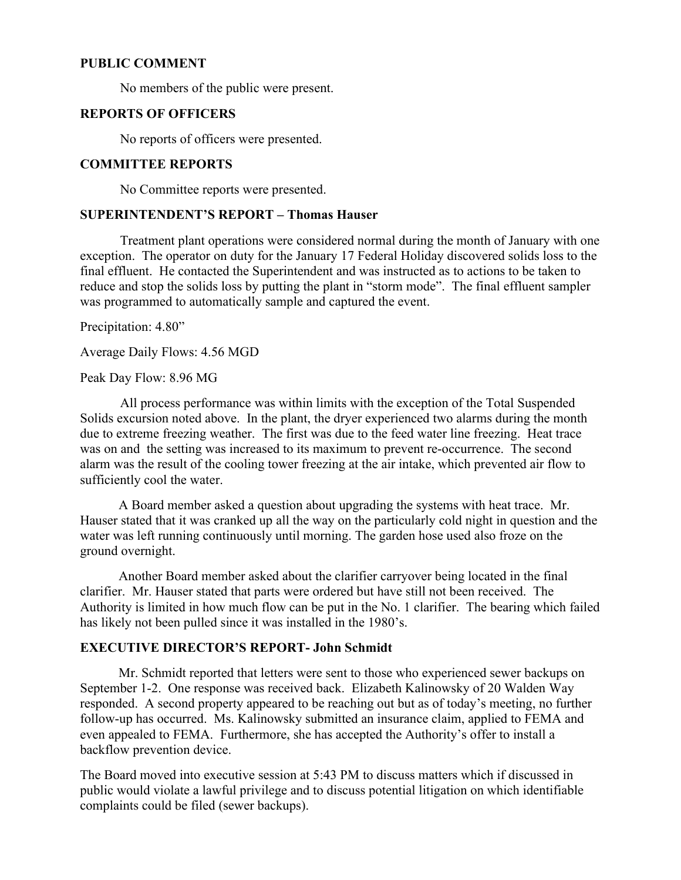**PUBLIC COMMENT**

No members of the public were present.

**REPORTS OF OFFICERS**

No reports of officers were presented.

**COMMITTEE REPORTS**

No Committee reports were presented.

**SUPERINTENDENT'S REPORT – Thomas Hauser**

Treatment plant operations were considered normal during the month of January with one exception. The operator on duty for the January 17 Federal Holiday discovered solids loss to the final effluent. He contacted the Superintendent and was instructed as to actions to be taken to reduce and stop the solids loss by putting the plant in "storm mode". The final effluent sampler was programmed to automatically sample and captured the event.

Precipitation: 4.80"

Average Daily Flows: 4.56 MGD

Peak Day Flow: 8.96 MG

All process performance was within limits with the exception of the Total Suspended Solids excursion noted above. In the plant, the dryer experienced two alarms during the month due to extreme freezing weather. The first was due to the feed water line freezing. Heat trace was on and the setting was increased to its maximum to prevent re-occurrence. The second alarm was the result of the cooling tower freezing at the air intake, which prevented air flow to sufficiently cool the water.

A Board member asked a question about upgrading the systems with heat trace. Mr. Hauser stated that it was cranked up all the way on the particularly cold night in question and the water was left running continuously until morning. The garden hose used also froze on the ground overnight.

Another Board member asked about the clarifier carryover being located in the final clarifier. Mr. Hauser stated that parts were ordered but have still not been received. The Authority is limited in how much flow can be put in the No. 1 clarifier. The bearing which failed has likely not been pulled since it was installed in the 1980's.

**EXECUTIVE DIRECTOR'S REPORT- John Schmidt**

Mr. Schmidt reported that letters were sent to those who experienced sewer backups on September 1-2. One response was received back. Elizabeth Kalinowsky of 20 Walden Way responded. A second property appeared to be reaching out but as of today's meeting, no further follow-up has occurred. Ms. Kalinowsky submitted an insurance claim, applied to FEMA and even appealed to FEMA. Furthermore, she has accepted the Authority's offer to install a backflow prevention device.

The Board moved into executive session at 5:43 PM to discuss matters which if discussed in public would violate a lawful privilege and to discuss potential litigation on which identifiable complaints could be filed (sewer backups).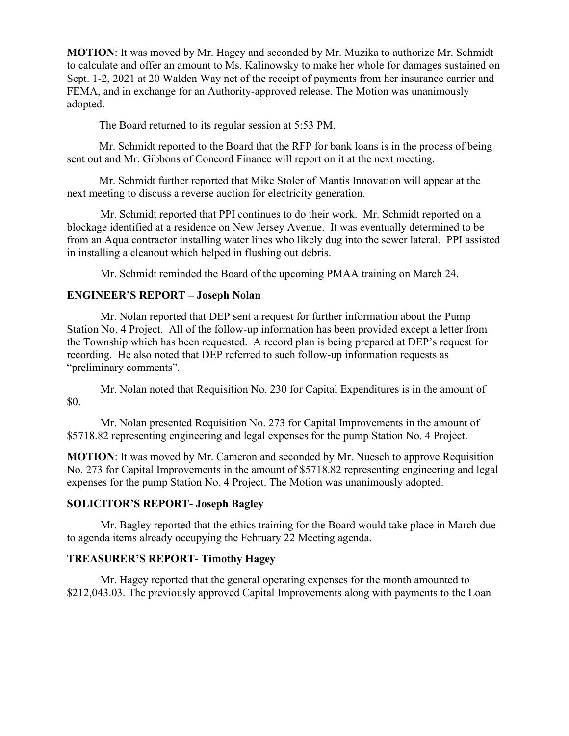**MOTION**: It was moved by Mr. Hagey and seconded by Mr. Muzika to authorize Mr. Schmidt to calculate and offer an amount to Ms. Kalinowsky to make her whole for damages sustained on Sept. 1-2, 2021 at 20 Walden Way net of the receipt of payments from her insurance carrier and FEMA, and in exchange for an Authority-approved release. The Motion was unanimously adopted.

The Board returned to its regular session at 5:53 PM.

Mr. Schmidt reported to the Board that the RFP for bank loans is in the process of being sent out and Mr. Gibbons of Concord Finance will report on it at the next meeting.

Mr. Schmidt further reported that Mike Stoler of Mantis Innovation will appear at the next meeting to discuss a reverse auction for electricity generation.

Mr. Schmidt reported that PPI continues to do their work. Mr. Schmidt reported on a blockage identified at a residence on New Jersey Avenue. It was eventually determined to be from an Aqua contractor installing water lines who likely dug into the sewer lateral. PPI assisted in installing a cleanout which helped in flushing out debris.

Mr. Schmidt reminded the Board of the upcoming PMAA training on March 24.

## ENGINEER'S REPORT – Joseph Nolan

Mr. Nolan reported that DEP sent a request for further information about the Pump Station No. 4 Project. All of the follow-up information has been provided except a letter from the Township which has been requested. A record plan is being prepared at DEP's request for recording. He also noted that DEP referred to such follow-up information requests as "preliminary comments".

Mr. Nolan noted that Requisition No. 230 for Capital Expenditures is in the amount of $0.

Mr. Nolan presented Requisition No. 273 for Capital Improvements in the amount of $5718.82 representing engineering and legal expenses for the pump Station No. 4 Project.

**MOTION**: It was moved by Mr. Cameron and seconded by Mr. Nuesch to approve Requisition No. 273 for Capital Improvements in the amount of $5718.82 representing engineering and legal expenses for the pump Station No. 4 Project. The Motion was unanimously adopted.

## SOLICITOR'S REPORT- Joseph Bagley

Mr. Bagley reported that the ethics training for the Board would take place in March due to agenda items already occupying the February 22 Meeting agenda.

## TREASURER'S REPORT- Timothy Hagey

Mr. Hagey reported that the general operating expenses for the month amounted to $212,043.03. The previously approved Capital Improvements along with payments to the Loan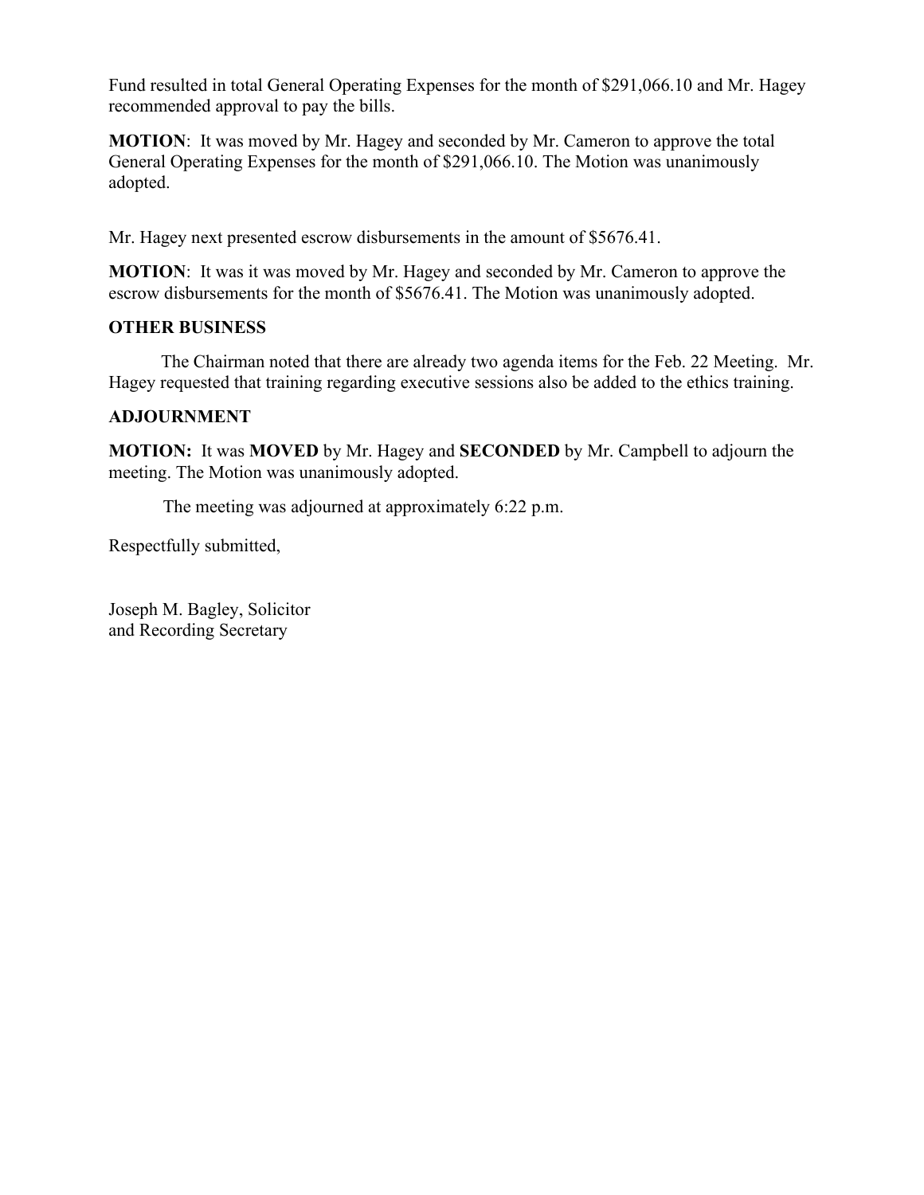Fund resulted in total General Operating Expenses for the month of $291,066.10 and Mr. Hagey recommended approval to pay the bills.

**MOTION**: It was moved by Mr. Hagey and seconded by Mr. Cameron to approve the total General Operating Expenses for the month of $291,066.10. The Motion was unanimously adopted.

Mr. Hagey next presented escrow disbursements in the amount of $5676.41.

**MOTION**: It was it was moved by Mr. Hagey and seconded by Mr. Cameron to approve the escrow disbursements for the month of $5676.41. The Motion was unanimously adopted.

**OTHER BUSINESS**

The Chairman noted that there are already two agenda items for the Feb. 22 Meeting. Mr. Hagey requested that training regarding executive sessions also be added to the ethics training.

**ADJOURNMENT**

**MOTION:** It was **MOVED** by Mr. Hagey and **SECONDED** by Mr. Campbell to adjourn the meeting. The Motion was unanimously adopted.

The meeting was adjourned at approximately 6:22 p.m.

Respectfully submitted,

Joseph M. Bagley, Solicitor
and Recording Secretary